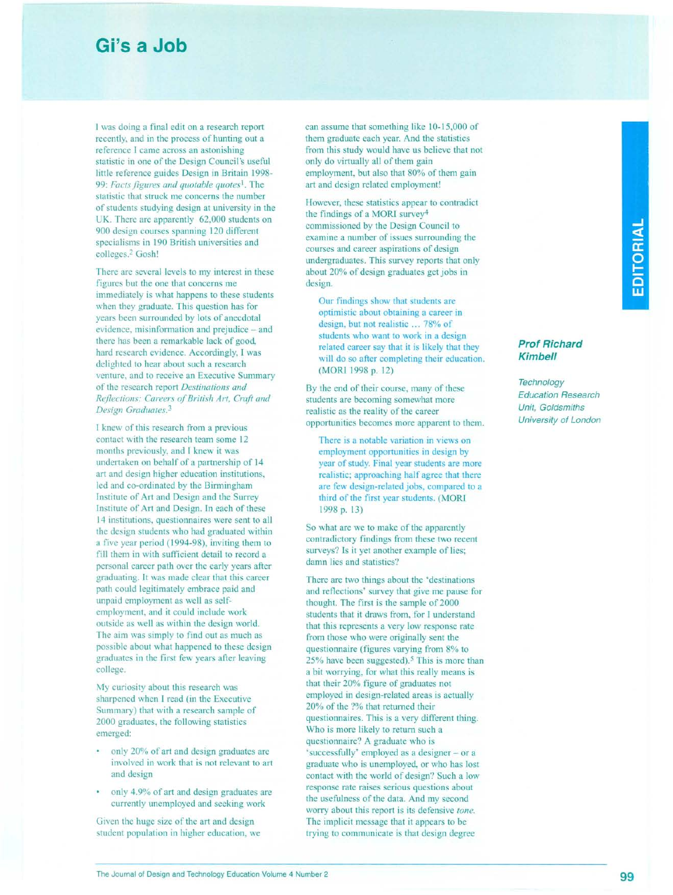# Gi's a Job

**Prof Richard Kimbell**

*Technology Education Research Unit, Goldsmiths University of London*

I was doing a final edit on a research report recently, and in the process of hunting out a reference I came across an astonishing statistic in one of the Design Council's useful little reference guides Design in Britain 1998-99: *Facts figures and quotable quotes*[1]. The statistic that struck me concerns the number of students studying design at university in the UK. There are apparently 62,000 students on 900 design courses spanning 120 different specialisms in 190 British universities and colleges.[2] Gosh!

There are several levels to my interest in these figures but the one that concerns me immediately is what happens to these students when they graduate. This question has for years been surrounded by lots of anecdotal evidence, misinformation and prejudice – and there has been a remarkable lack of good, hard research evidence. Accordingly, I was delighted to hear about such a research venture, and to receive an Executive Summary of the research report *Destinations and Reflections: Careers of British Art, Craft and Design Graduates.*[3]

I knew of this research from a previous contact with the research team some 12 months previously, and I knew it was undertaken on behalf of a partnership of 14 art and design higher education institutions, led and co-ordinated by the Birmingham Institute of Art and Design and the Surrey Institute of Art and Design. In each of these 14 institutions, questionnaires were sent to all the design students who had graduated within a five year period (1994-98), inviting them to fill them in with sufficient detail to record a personal career path over the early years after graduating. It was made clear that this career path could legitimately embrace paid and unpaid employment as well as self-employment, and it could include work outside as well as within the design world. The aim was simply to find out as much as possible about what happened to these design graduates in the first few years after leaving college.

My curiosity about this research was sharpened when I read (in the Executive Summary) that with a research sample of 2000 graduates, the following statistics emerged:

- only 20% of art and design graduates are involved in work that is not relevant to art and design
- only 4.9% of art and design graduates are currently unemployed and seeking work

Given the huge size of the art and design student population in higher education, we can assume that something like 10-15,000 of them graduate each year. And the statistics from this study would have us believe that not only do virtually all of them gain employment, but also that 80% of them gain art and design related employment!

However, these statistics appear to contradict the findings of a MORI survey[4] commissioned by the Design Council to examine a number of issues surrounding the courses and career aspirations of design undergraduates. This survey reports that only about 20% of design graduates get jobs in design.

> Our findings show that students are optimistic about obtaining a career in design, but not realistic ... 78% of students who want to work in a design related career say that it is likely that they will do so after completing their education. (MORI 1998 p. 12)

By the end of their course, many of these students are becoming somewhat more realistic as the reality of the career opportunities becomes more apparent to them.

> There is a notable variation in views on employment opportunities in design by year of study. Final year students are more realistic; approaching half agree that there are few design-related jobs, compared to a third of the first year students. (MORI 1998 p. 13)

So what are we to make of the apparently contradictory findings from these two recent surveys? Is it yet another example of lies; damn lies and statistics?

There are two things about the 'destinations and reflections' survey that give me pause for thought. The first is the sample of 2000 students that it draws from, for I understand that this represents a very low response rate from those who were originally sent the questionnaire (figures varying from 8% to 25% have been suggested).[5] This is more than a bit worrying, for what this really means is that their 20% figure of graduates not employed in design-related areas is actually 20% of the ?% that returned their questionnaires. This is a very different thing. Who is more likely to return such a questionnaire? A graduate who is 'successfully' employed as a designer – or a graduate who is unemployed, or who has lost contact with the world of design? Such a low response rate raises serious questions about the usefulness of the data. And my second worry about this report is its defensive *tone.* The implicit message that it appears to be trying to communicate is that design degree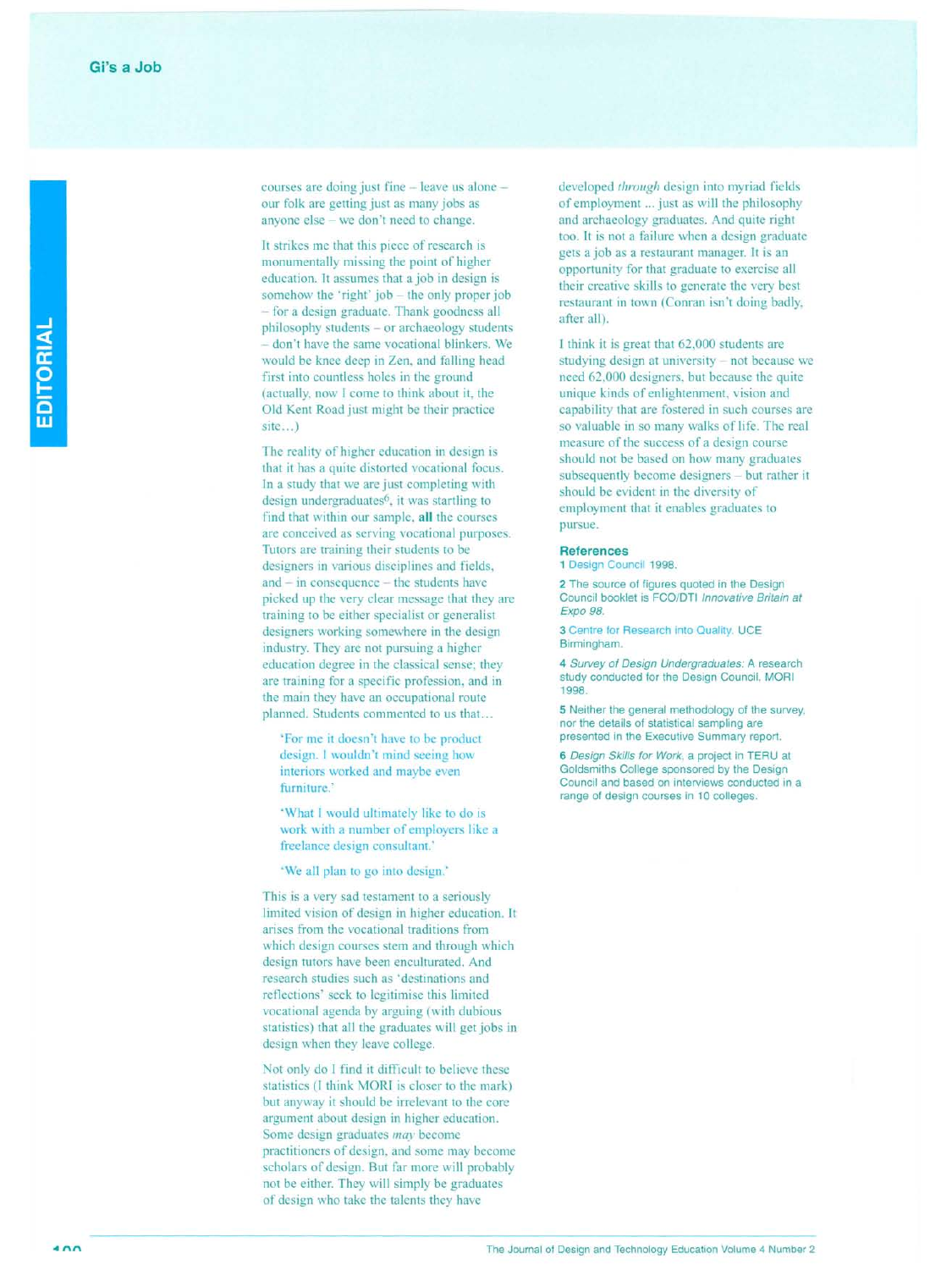courses are doing just fine – leave us alone – our folk are getting just as many jobs as anyone else – we don't need to change.

It strikes me that this piece of research is monumentally missing the point of higher education. It assumes that a job in design is somehow the 'right' job – the only proper job – for a design graduate. Thank goodness all philosophy students – or archaeology students – don't have the same vocational blinkers. We would be knee deep in Zen, and falling head first into countless holes in the ground (actually, now I come to think about it, the Old Kent Road just might be their practice site…)

The reality of higher education in design is that it has a quite distorted vocational focus. In a study that we are just completing with design undergraduates[6], it was startling to find that within our sample, **all** the courses are conceived as serving vocational purposes. Tutors are training their students to be designers in various disciplines and fields, and – in consequence – the students have picked up the very clear message that they are training to be either specialist or generalist designers working somewhere in the design industry. They are not pursuing a higher education degree in the classical sense; they are training for a specific profession, and in the main they have an occupational route planned. Students commented to us that…

> 'For me it doesn't have to be product design. I wouldn't mind seeing how interiors worked and maybe even furniture.'

> 'What I would ultimately like to do is work with a number of employers like a freelance design consultant.'

> 'We all plan to go into design.'

This is a very sad testament to a seriously limited vision of design in higher education. It arises from the vocational traditions from which design courses stem and through which design tutors have been enculturated. And research studies such as 'destinations and reflections' seek to legitimise this limited vocational agenda by arguing (with dubious statistics) that all the graduates will get jobs in design when they leave college.

Not only do I find it difficult to believe these statistics (I think MORI is closer to the mark) but anyway it should be irrelevant to the core argument about design in higher education. Some design graduates *may* become practitioners of design, and some may become scholars of design. But far more will probably not be either. They will simply be graduates of design who take the talents they have developed *through* design into myriad fields of employment ... just as will the philosophy and archaeology graduates. And quite right too. It is not a failure when a design graduate gets a job as a restaurant manager. It is an opportunity for that graduate to exercise all their creative skills to generate the very best restaurant in town (Conran isn't doing badly, after all).

I think it is great that 62,000 students are studying design at university – not because we need 62,000 designers, but because the quite unique kinds of enlightenment, vision and capability that are fostered in such courses are so valuable in so many walks of life. The real measure of the success of a design course should not be based on how many graduates subsequently become designers – but rather it should be evident in the diversity of employment that it enables graduates to pursue.

## References

1 Design Council 1998.

2 The source of figures quoted in the Design Council booklet is FCO/DTI *Innovative Britain at Expo 98*.

3 Centre for Research into Quality, UCE Birmingham.

4 *Survey of Design Undergraduates*: A research study conducted for the Design Council, MORI 1998.

5 Neither the general methodology of the survey, nor the details of statistical sampling are presented in the Executive Summary report.

6 *Design Skills for Work*, a project in TERU at Goldsmiths College sponsored by the Design Council and based on interviews conducted in a range of design courses in 10 colleges.